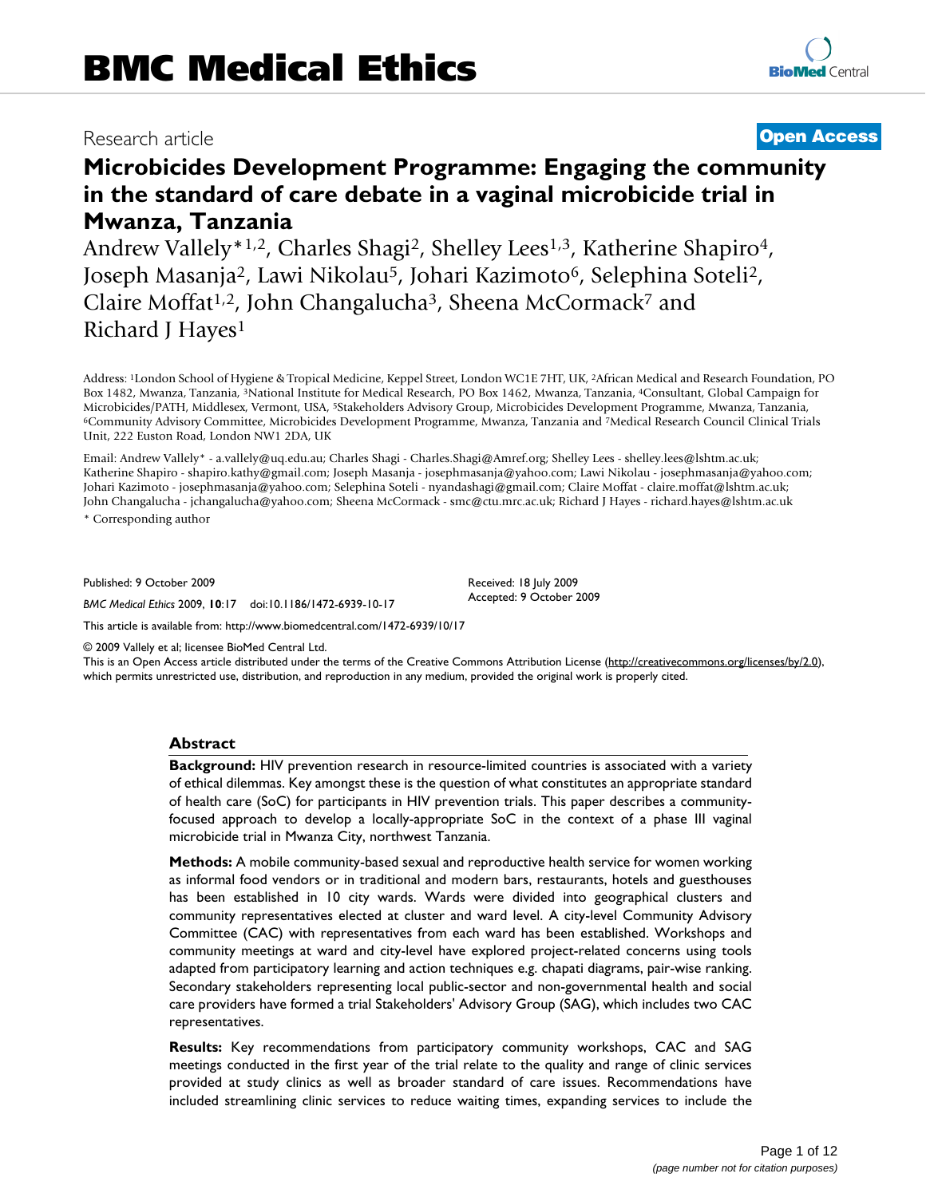# BMC Medical Ethics

Research article

**Open Access**

# Microbicides Development Programme: Engaging the community in the standard of care debate in a vaginal microbicide trial in Mwanza, Tanzania

Andrew Vallely*[1,2], Charles Shagi[2], Shelley Lees[1,3], Katherine Shapiro[4], Joseph Masanja[2], Lawi Nikolau[5], Johari Kazimoto[6], Selephina Soteli[2], Claire Moffat[1,2], John Changalucha[3], Sheena McCormack[7] and Richard J Hayes[1]

Address: [1]London School of Hygiene & Tropical Medicine, Keppel Street, London WC1E 7HT, UK, [2]African Medical and Research Foundation, PO Box 1482, Mwanza, Tanzania, [3]National Institute for Medical Research, PO Box 1462, Mwanza, Tanzania, [4]Consultant, Global Campaign for Microbicides/PATH, Middlesex, Vermont, USA, [5]Stakeholders Advisory Group, Microbicides Development Programme, Mwanza, Tanzania, [6]Community Advisory Committee, Microbicides Development Programme, Mwanza, Tanzania and [7]Medical Research Council Clinical Trials Unit, 222 Euston Road, London NW1 2DA, UK

Email: Andrew Vallely* - a.vallely@uq.edu.au; Charles Shagi - Charles.Shagi@Amref.org; Shelley Lees - shelley.lees@lshtm.ac.uk; Katherine Shapiro - shapiro.kathy@gmail.com; Joseph Masanja - josephmasanja@yahoo.com; Lawi Nikolau - josephmasanja@yahoo.com; Johari Kazimoto - josephmasanja@yahoo.com; Selephina Soteli - nyandashagi@gmail.com; Claire Moffat - claire.moffat@lshtm.ac.uk; John Changalucha - jchangalucha@yahoo.com; Sheena McCormack - smc@ctu.mrc.ac.uk; Richard J Hayes - richard.hayes@lshtm.ac.uk

\* Corresponding author

Published: 9 October 2009

*BMC Medical Ethics* 2009, **10**:17 doi:10.1186/1472-6939-10-17

Received: 18 July 2009
Accepted: 9 October 2009

This article is available from: http://www.biomedcentral.com/1472-6939/10/17

© 2009 Vallely et al; licensee BioMed Central Ltd.
This is an Open Access article distributed under the terms of the Creative Commons Attribution License (http://creativecommons.org/licenses/by/2.0), which permits unrestricted use, distribution, and reproduction in any medium, provided the original work is properly cited.

## Abstract

**Background:** HIV prevention research in resource-limited countries is associated with a variety of ethical dilemmas. Key amongst these is the question of what constitutes an appropriate standard of health care (SoC) for participants in HIV prevention trials. This paper describes a community-focused approach to develop a locally-appropriate SoC in the context of a phase III vaginal microbicide trial in Mwanza City, northwest Tanzania.

**Methods:** A mobile community-based sexual and reproductive health service for women working as informal food vendors or in traditional and modern bars, restaurants, hotels and guesthouses has been established in 10 city wards. Wards were divided into geographical clusters and community representatives elected at cluster and ward level. A city-level Community Advisory Committee (CAC) with representatives from each ward has been established. Workshops and community meetings at ward and city-level have explored project-related concerns using tools adapted from participatory learning and action techniques e.g. chapati diagrams, pair-wise ranking. Secondary stakeholders representing local public-sector and non-governmental health and social care providers have formed a trial Stakeholders' Advisory Group (SAG), which includes two CAC representatives.

**Results:** Key recommendations from participatory community workshops, CAC and SAG meetings conducted in the first year of the trial relate to the quality and range of clinic services provided at study clinics as well as broader standard of care issues. Recommendations have included streamlining clinic services to reduce waiting times, expanding services to include the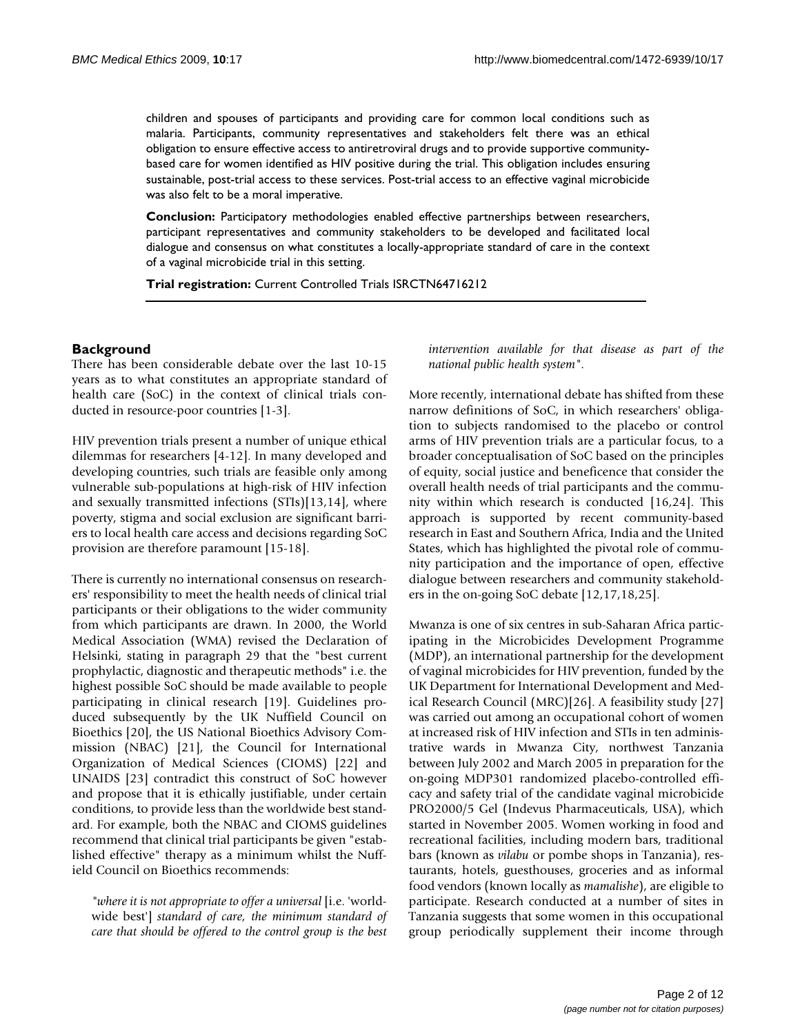children and spouses of participants and providing care for common local conditions such as malaria. Participants, community representatives and stakeholders felt there was an ethical obligation to ensure effective access to antiretroviral drugs and to provide supportive community-based care for women identified as HIV positive during the trial. This obligation includes ensuring sustainable, post-trial access to these services. Post-trial access to an effective vaginal microbicide was also felt to be a moral imperative.

**Conclusion:** Participatory methodologies enabled effective partnerships between researchers, participant representatives and community stakeholders to be developed and facilitated local dialogue and consensus on what constitutes a locally-appropriate standard of care in the context of a vaginal microbicide trial in this setting.

**Trial registration:** Current Controlled Trials ISRCTN64716212

## Background

There has been considerable debate over the last 10-15 years as to what constitutes an appropriate standard of health care (SoC) in the context of clinical trials conducted in resource-poor countries [1-3].

HIV prevention trials present a number of unique ethical dilemmas for researchers [4-12]. In many developed and developing countries, such trials are feasible only among vulnerable sub-populations at high-risk of HIV infection and sexually transmitted infections (STIs)[13,14], where poverty, stigma and social exclusion are significant barriers to local health care access and decisions regarding SoC provision are therefore paramount [15-18].

There is currently no international consensus on researchers' responsibility to meet the health needs of clinical trial participants or their obligations to the wider community from which participants are drawn. In 2000, the World Medical Association (WMA) revised the Declaration of Helsinki, stating in paragraph 29 that the "best current prophylactic, diagnostic and therapeutic methods" i.e. the highest possible SoC should be made available to people participating in clinical research [19]. Guidelines produced subsequently by the UK Nuffield Council on Bioethics [20], the US National Bioethics Advisory Commission (NBAC) [21], the Council for International Organization of Medical Sciences (CIOMS) [22] and UNAIDS [23] contradict this construct of SoC however and propose that it is ethically justifiable, under certain conditions, to provide less than the worldwide best standard. For example, both the NBAC and CIOMS guidelines recommend that clinical trial participants be given "established effective" therapy as a minimum whilst the Nuffield Council on Bioethics recommends:

> "*where it is not appropriate to offer a universal* [i.e. 'worldwide best'] *standard of care, the minimum standard of care that should be offered to the control group is the best intervention available for that disease as part of the national public health system*".

More recently, international debate has shifted from these narrow definitions of SoC, in which researchers' obligation to subjects randomised to the placebo or control arms of HIV prevention trials are a particular focus, to a broader conceptualisation of SoC based on the principles of equity, social justice and beneficence that consider the overall health needs of trial participants and the community within which research is conducted [16,24]. This approach is supported by recent community-based research in East and Southern Africa, India and the United States, which has highlighted the pivotal role of community participation and the importance of open, effective dialogue between researchers and community stakeholders in the on-going SoC debate [12,17,18,25].

Mwanza is one of six centres in sub-Saharan Africa participating in the Microbicides Development Programme (MDP), an international partnership for the development of vaginal microbicides for HIV prevention, funded by the UK Department for International Development and Medical Research Council (MRC)[26]. A feasibility study [27] was carried out among an occupational cohort of women at increased risk of HIV infection and STIs in ten administrative wards in Mwanza City, northwest Tanzania between July 2002 and March 2005 in preparation for the on-going MDP301 randomized placebo-controlled efficacy and safety trial of the candidate vaginal microbicide PRO2000/5 Gel (Indevus Pharmaceuticals, USA), which started in November 2005. Women working in food and recreational facilities, including modern bars, traditional bars (known as *vilabu* or pombe shops in Tanzania), restaurants, hotels, guesthouses, groceries and as informal food vendors (known locally as *mamalishe*), are eligible to participate. Research conducted at a number of sites in Tanzania suggests that some women in this occupational group periodically supplement their income through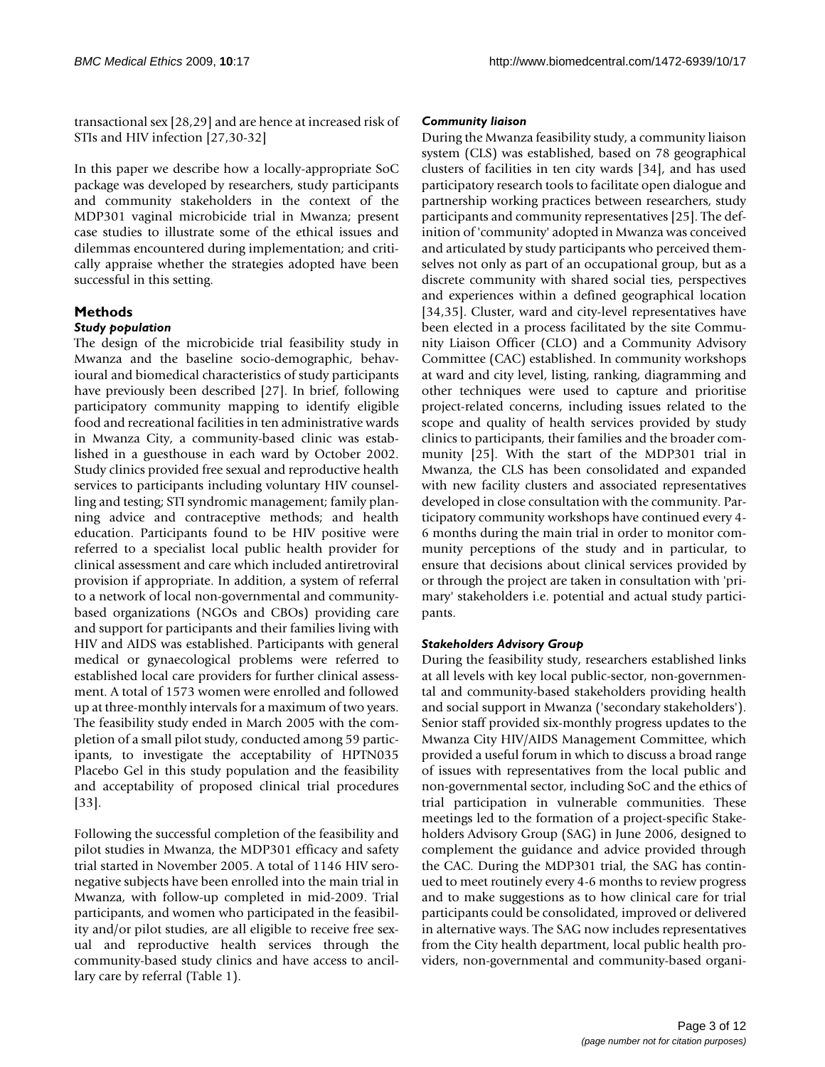transactional sex [28,29] and are hence at increased risk of STIs and HIV infection [27,30-32]

In this paper we describe how a locally-appropriate SoC package was developed by researchers, study participants and community stakeholders in the context of the MDP301 vaginal microbicide trial in Mwanza; present case studies to illustrate some of the ethical issues and dilemmas encountered during implementation; and critically appraise whether the strategies adopted have been successful in this setting.

## Methods

### *Study population*

The design of the microbicide trial feasibility study in Mwanza and the baseline socio-demographic, behavioural and biomedical characteristics of study participants have previously been described [27]. In brief, following participatory community mapping to identify eligible food and recreational facilities in ten administrative wards in Mwanza City, a community-based clinic was established in a guesthouse in each ward by October 2002. Study clinics provided free sexual and reproductive health services to participants including voluntary HIV counselling and testing; STI syndromic management; family planning advice and contraceptive methods; and health education. Participants found to be HIV positive were referred to a specialist local public health provider for clinical assessment and care which included antiretroviral provision if appropriate. In addition, a system of referral to a network of local non-governmental and community-based organizations (NGOs and CBOs) providing care and support for participants and their families living with HIV and AIDS was established. Participants with general medical or gynaecological problems were referred to established local care providers for further clinical assessment. A total of 1573 women were enrolled and followed up at three-monthly intervals for a maximum of two years. The feasibility study ended in March 2005 with the completion of a small pilot study, conducted among 59 participants, to investigate the acceptability of HPTN035 Placebo Gel in this study population and the feasibility and acceptability of proposed clinical trial procedures [33].

Following the successful completion of the feasibility and pilot studies in Mwanza, the MDP301 efficacy and safety trial started in November 2005. A total of 1146 HIV seronegative subjects have been enrolled into the main trial in Mwanza, with follow-up completed in mid-2009. Trial participants, and women who participated in the feasibility and/or pilot studies, are all eligible to receive free sexual and reproductive health services through the community-based study clinics and have access to ancillary care by referral (Table 1).

### *Community liaison*

During the Mwanza feasibility study, a community liaison system (CLS) was established, based on 78 geographical clusters of facilities in ten city wards [34], and has used participatory research tools to facilitate open dialogue and partnership working practices between researchers, study participants and community representatives [25]. The definition of 'community' adopted in Mwanza was conceived and articulated by study participants who perceived themselves not only as part of an occupational group, but as a discrete community with shared social ties, perspectives and experiences within a defined geographical location [34,35]. Cluster, ward and city-level representatives have been elected in a process facilitated by the site Community Liaison Officer (CLO) and a Community Advisory Committee (CAC) established. In community workshops at ward and city level, listing, ranking, diagramming and other techniques were used to capture and prioritise project-related concerns, including issues related to the scope and quality of health services provided by study clinics to participants, their families and the broader community [25]. With the start of the MDP301 trial in Mwanza, the CLS has been consolidated and expanded with new facility clusters and associated representatives developed in close consultation with the community. Participatory community workshops have continued every 4-6 months during the main trial in order to monitor community perceptions of the study and in particular, to ensure that decisions about clinical services provided by or through the project are taken in consultation with 'primary' stakeholders i.e. potential and actual study participants.

### *Stakeholders Advisory Group*

During the feasibility study, researchers established links at all levels with key local public-sector, non-governmental and community-based stakeholders providing health and social support in Mwanza ('secondary stakeholders'). Senior staff provided six-monthly progress updates to the Mwanza City HIV/AIDS Management Committee, which provided a useful forum in which to discuss a broad range of issues with representatives from the local public and non-governmental sector, including SoC and the ethics of trial participation in vulnerable communities. These meetings led to the formation of a project-specific Stakeholders Advisory Group (SAG) in June 2006, designed to complement the guidance and advice provided through the CAC. During the MDP301 trial, the SAG has continued to meet routinely every 4-6 months to review progress and to make suggestions as to how clinical care for trial participants could be consolidated, improved or delivered in alternative ways. The SAG now includes representatives from the City health department, local public health providers, non-governmental and community-based organi-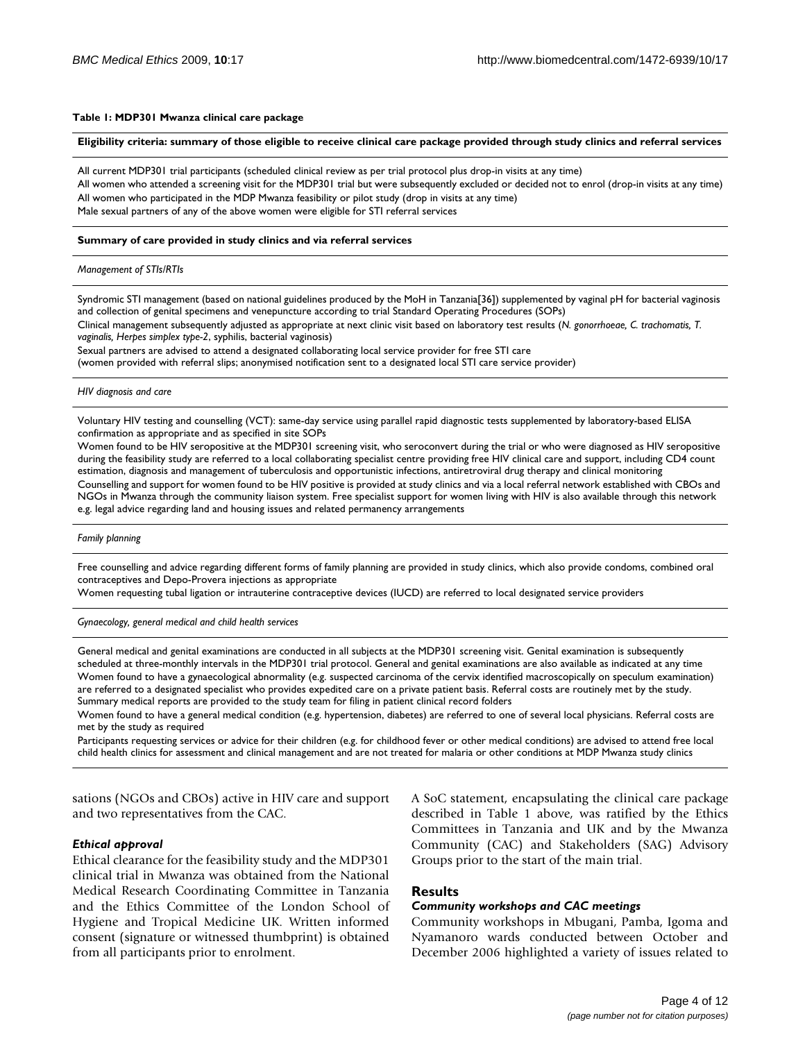**Table 1: MDP301 Mwanza clinical care package**

**Eligibility criteria: summary of those eligible to receive clinical care package provided through study clinics and referral services**

All current MDP301 trial participants (scheduled clinical review as per trial protocol plus drop-in visits at any time)
All women who attended a screening visit for the MDP301 trial but were subsequently excluded or decided not to enrol (drop-in visits at any time)
All women who participated in the MDP Mwanza feasibility or pilot study (drop in visits at any time)
Male sexual partners of any of the above women were eligible for STI referral services

**Summary of care provided in study clinics and via referral services**

*Management of STIs/RTIs*

Syndromic STI management (based on national guidelines produced by the MoH in Tanzania[36]) supplemented by vaginal pH for bacterial vaginosis and collection of genital specimens and venepuncture according to trial Standard Operating Procedures (SOPs)
Clinical management subsequently adjusted as appropriate at next clinic visit based on laboratory test results (*N. gonorrhoeae, C. trachomatis, T. vaginalis, Herpes simplex type-2*, syphilis, bacterial vaginosis)
Sexual partners are advised to attend a designated collaborating local service provider for free STI care
(women provided with referral slips; anonymised notification sent to a designated local STI care service provider)

*HIV diagnosis and care*

Voluntary HIV testing and counselling (VCT): same-day service using parallel rapid diagnostic tests supplemented by laboratory-based ELISA confirmation as appropriate and as specified in site SOPs
Women found to be HIV seropositive at the MDP301 screening visit, who seroconvert during the trial or who were diagnosed as HIV seropositive during the feasibility study are referred to a local collaborating specialist centre providing free HIV clinical care and support, including CD4 count estimation, diagnosis and management of tuberculosis and opportunistic infections, antiretroviral drug therapy and clinical monitoring
Counselling and support for women found to be HIV positive is provided at study clinics and via a local referral network established with CBOs and NGOs in Mwanza through the community liaison system. Free specialist support for women living with HIV is also available through this network e.g. legal advice regarding land and housing issues and related permanency arrangements

*Family planning*

Free counselling and advice regarding different forms of family planning are provided in study clinics, which also provide condoms, combined oral contraceptives and Depo-Provera injections as appropriate
Women requesting tubal ligation or intrauterine contraceptive devices (IUCD) are referred to local designated service providers

*Gynaecology, general medical and child health services*

General medical and genital examinations are conducted in all subjects at the MDP301 screening visit. Genital examination is subsequently scheduled at three-monthly intervals in the MDP301 trial protocol. General and genital examinations are also available as indicated at any time
Women found to have a gynaecological abnormality (e.g. suspected carcinoma of the cervix identified macroscopically on speculum examination) are referred to a designated specialist who provides expedited care on a private patient basis. Referral costs are routinely met by the study. Summary medical reports are provided to the study team for filing in patient clinical record folders
Women found to have a general medical condition (e.g. hypertension, diabetes) are referred to one of several local physicians. Referral costs are met by the study as required
Participants requesting services or advice for their children (e.g. for childhood fever or other medical conditions) are advised to attend free local child health clinics for assessment and clinical management and are not treated for malaria or other conditions at MDP Mwanza study clinics

sations (NGOs and CBOs) active in HIV care and support and two representatives from the CAC.

### *Ethical approval*

Ethical clearance for the feasibility study and the MDP301 clinical trial in Mwanza was obtained from the National Medical Research Coordinating Committee in Tanzania and the Ethics Committee of the London School of Hygiene and Tropical Medicine UK. Written informed consent (signature or witnessed thumbprint) is obtained from all participants prior to enrolment.

A SoC statement, encapsulating the clinical care package described in Table 1 above, was ratified by the Ethics Committees in Tanzania and UK and by the Mwanza Community (CAC) and Stakeholders (SAG) Advisory Groups prior to the start of the main trial.

## Results

### *Community workshops and CAC meetings*

Community workshops in Mbugani, Pamba, Igoma and Nyamanoro wards conducted between October and December 2006 highlighted a variety of issues related to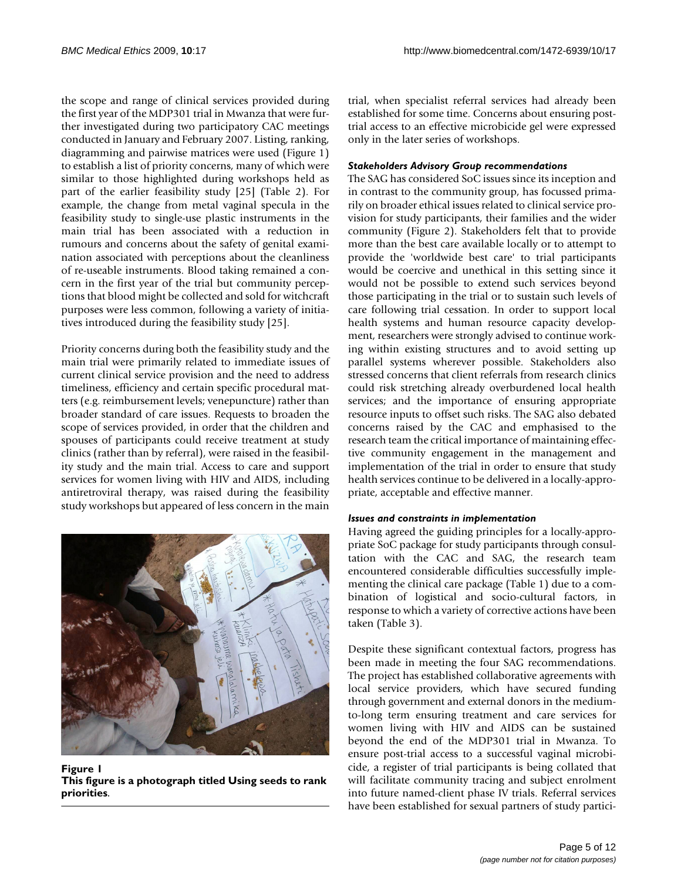the scope and range of clinical services provided during the first year of the MDP301 trial in Mwanza that were further investigated during two participatory CAC meetings conducted in January and February 2007. Listing, ranking, diagramming and pairwise matrices were used (Figure 1) to establish a list of priority concerns, many of which were similar to those highlighted during workshops held as part of the earlier feasibility study [25] (Table 2). For example, the change from metal vaginal specula in the feasibility study to single-use plastic instruments in the main trial has been associated with a reduction in rumours and concerns about the safety of genital examination associated with perceptions about the cleanliness of re-useable instruments. Blood taking remained a concern in the first year of the trial but community perceptions that blood might be collected and sold for witchcraft purposes were less common, following a variety of initiatives introduced during the feasibility study [25].

Priority concerns during both the feasibility study and the main trial were primarily related to immediate issues of current clinical service provision and the need to address timeliness, efficiency and certain specific procedural matters (e.g. reimbursement levels; venepuncture) rather than broader standard of care issues. Requests to broaden the scope of services provided, in order that the children and spouses of participants could receive treatment at study clinics (rather than by referral), were raised in the feasibility study and the main trial. Access to care and support services for women living with HIV and AIDS, including antiretroviral therapy, was raised during the feasibility study workshops but appeared of less concern in the main trial, when specialist referral services had already been established for some time. Concerns about ensuring post-trial access to an effective microbicide gel were expressed only in the later series of workshops.

**Figure 1**
**This figure is a photograph titled Using seeds to rank priorities.**

#### *Stakeholders Advisory Group recommendations*

The SAG has considered SoC issues since its inception and in contrast to the community group, has focussed primarily on broader ethical issues related to clinical service provision for study participants, their families and the wider community (Figure 2). Stakeholders felt that to provide more than the best care available locally or to attempt to provide the 'worldwide best care' to trial participants would be coercive and unethical in this setting since it would not be possible to extend such services beyond those participating in the trial or to sustain such levels of care following trial cessation. In order to support local health systems and human resource capacity development, researchers were strongly advised to continue working within existing structures and to avoid setting up parallel systems wherever possible. Stakeholders also stressed concerns that client referrals from research clinics could risk stretching already overburdened local health services; and the importance of ensuring appropriate resource inputs to offset such risks. The SAG also debated concerns raised by the CAC and emphasised to the research team the critical importance of maintaining effective community engagement in the management and implementation of the trial in order to ensure that study health services continue to be delivered in a locally-appropriate, acceptable and effective manner.

#### *Issues and constraints in implementation*

Having agreed the guiding principles for a locally-appropriate SoC package for study participants through consultation with the CAC and SAG, the research team encountered considerable difficulties successfully implementing the clinical care package (Table 1) due to a combination of logistical and socio-cultural factors, in response to which a variety of corrective actions have been taken (Table 3).

Despite these significant contextual factors, progress has been made in meeting the four SAG recommendations. The project has established collaborative agreements with local service providers, which have secured funding through government and external donors in the medium-to-long term ensuring treatment and care services for women living with HIV and AIDS can be sustained beyond the end of the MDP301 trial in Mwanza. To ensure post-trial access to a successful vaginal microbicide, a register of trial participants is being collated that will facilitate community tracing and subject enrolment into future named-client phase IV trials. Referral services have been established for sexual partners of study partici-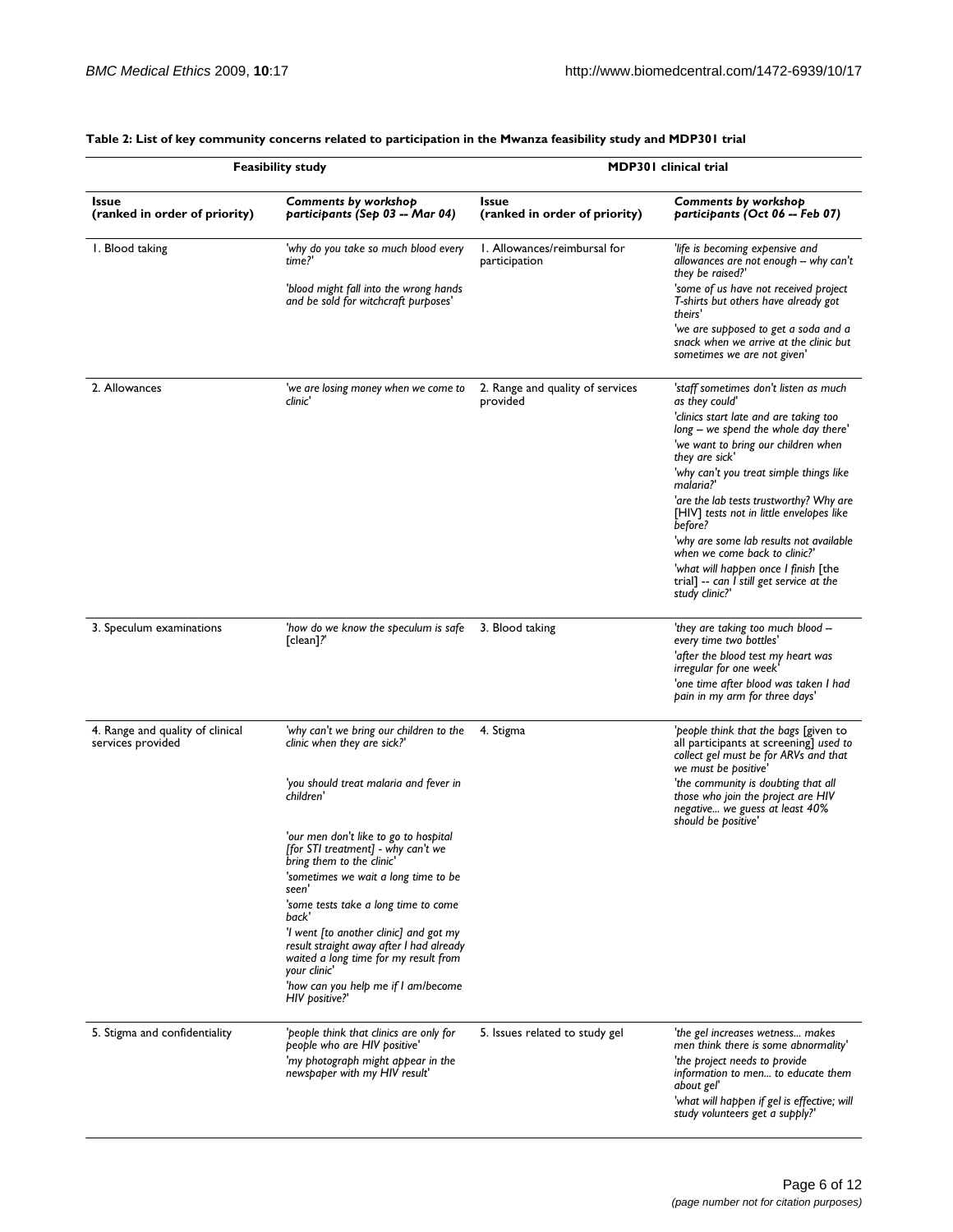**Table 2: List of key community concerns related to participation in the Mwanza feasibility study and MDP301 trial**

| Feasibility study | | MDP301 clinical trial | |
|---|---|---|---|
| **Issue (ranked in order of priority)** | ***Comments by workshop participants (Sep 03 -- Mar 04)*** | **Issue (ranked in order of priority)** | ***Comments by workshop participants (Oct 06 -- Feb 07)*** |
| 1. Blood taking | *'why do you take so much blood every time?'*<br>*'blood might fall into the wrong hands and be sold for witchcraft purposes'* | 1. Allowances/reimbursal for participation | *'life is becoming expensive and allowances are not enough -- why can't they be raised?'*<br>*'some of us have not received project T-shirts but others have already got theirs'*<br>*'we are supposed to get a soda and a snack when we arrive at the clinic but sometimes we are not given'* |
| 2. Allowances | *'we are losing money when we come to clinic'* | 2. Range and quality of services provided | *'staff sometimes don't listen as much as they could'*<br>*'clinics start late and are taking too long -- we spend the whole day there'*<br>*'we want to bring our children when they are sick'*<br>*'why can't you treat simple things like malaria?'*<br>*'are the lab tests trustworthy? Why are* [HIV] *tests not in little envelopes like before?*<br>*'why are some lab results not available when we come back to clinic?'*<br>*'what will happen once I finish* [the trial] *-- can I still get service at the study clinic?'* |
| 3. Speculum examinations | *'how do we know the speculum is safe* [clean]*?'* | 3. Blood taking | *'they are taking too much blood -- every time two bottles'*<br>*'after the blood test my heart was irregular for one week'*<br>*'one time after blood was taken I had pain in my arm for three days'* |
| 4. Range and quality of clinical services provided | *'why can't we bring our children to the clinic when they are sick?'*<br>*'you should treat malaria and fever in children'*<br>*'our men don't like to go to hospital [for STI treatment] - why can't we bring them to the clinic'*<br>*'sometimes we wait a long time to be seen'*<br>*'some tests take a long time to come back'*<br>*'I went [to another clinic] and got my result straight away after I had already waited a long time for my result from your clinic'*<br>*'how can you help me if I am/become HIV positive?'* | 4. Stigma | *'people think that the bags* [given to all participants at screening] *used to collect gel must be for ARVs and that we must be positive'*<br>*'the community is doubting that all those who join the project are HIV negative... we guess at least 40% should be positive'* |
| 5. Stigma and confidentiality | *'people think that clinics are only for people who are HIV positive'*<br>*'my photograph might appear in the newspaper with my HIV result'* | 5. Issues related to study gel | *'the gel increases wetness... makes men think there is some abnormality'*<br>*'the project needs to provide information to men... to educate them about gel'*<br>*'what will happen if gel is effective; will study volunteers get a supply?'* |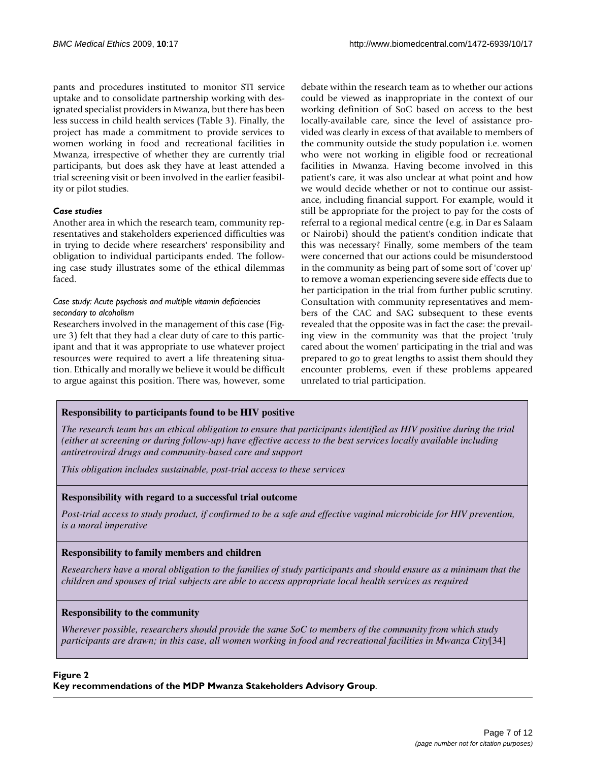pants and procedures instituted to monitor STI service uptake and to consolidate partnership working with designated specialist providers in Mwanza, but there has been less success in child health services (Table 3). Finally, the project has made a commitment to provide services to women working in food and recreational facilities in Mwanza, irrespective of whether they are currently trial participants, but does ask they have at least attended a trial screening visit or been involved in the earlier feasibility or pilot studies.

### *Case studies*

Another area in which the research team, community representatives and stakeholders experienced difficulties was in trying to decide where researchers' responsibility and obligation to individual participants ended. The following case study illustrates some of the ethical dilemmas faced.

#### *Case study: Acute psychosis and multiple vitamin deficiencies secondary to alcoholism*

Researchers involved in the management of this case (Figure 3) felt that they had a clear duty of care to this participant and that it was appropriate to use whatever project resources were required to avert a life threatening situation. Ethically and morally we believe it would be difficult to argue against this position. There was, however, some debate within the research team as to whether our actions could be viewed as inappropriate in the context of our working definition of SoC based on access to the best locally-available care, since the level of assistance provided was clearly in excess of that available to members of the community outside the study population i.e. women who were not working in eligible food or recreational facilities in Mwanza. Having become involved in this patient's care, it was also unclear at what point and how we would decide whether or not to continue our assistance, including financial support. For example, would it still be appropriate for the project to pay for the costs of referral to a regional medical centre (e.g. in Dar es Salaam or Nairobi) should the patient's condition indicate that this was necessary? Finally, some members of the team were concerned that our actions could be misunderstood in the community as being part of some sort of 'cover up' to remove a woman experiencing severe side effects due to her participation in the trial from further public scrutiny. Consultation with community representatives and members of the CAC and SAG subsequent to these events revealed that the opposite was in fact the case: the prevailing view in the community was that the project 'truly cared about the women' participating in the trial and was prepared to go to great lengths to assist them should they encounter problems, even if these problems appeared unrelated to trial participation.

**Responsibility to participants found to be HIV positive**

*The research team has an ethical obligation to ensure that participants identified as HIV positive during the trial (either at screening or during follow-up) have effective access to the best services locally available including antiretroviral drugs and community-based care and support*

*This obligation includes sustainable, post-trial access to these services*

**Responsibility with regard to a successful trial outcome**

*Post-trial access to study product, if confirmed to be a safe and effective vaginal microbicide for HIV prevention, is a moral imperative*

**Responsibility to family members and children**

*Researchers have a moral obligation to the families of study participants and should ensure as a minimum that the children and spouses of trial subjects are able to access appropriate local health services as required*

**Responsibility to the community**

*Wherever possible, researchers should provide the same SoC to members of the community from which study participants are drawn; in this case, all women working in food and recreational facilities in Mwanza City*[34]

**Figure 2**
**Key recommendations of the MDP Mwanza Stakeholders Advisory Group**.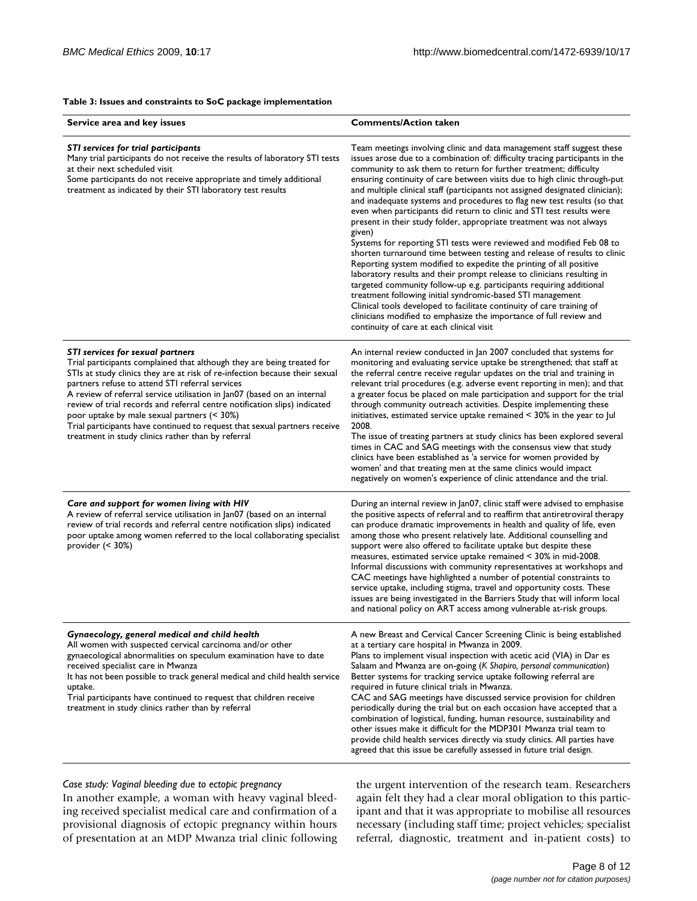**Table 3: Issues and constraints to SoC package implementation**

| Service area and key issues | Comments/Action taken |
| --- | --- |
| ***STI services for trial participants***<br>Many trial participants do not receive the results of laboratory STI tests at their next scheduled visit<br>Some participants do not receive appropriate and timely additional treatment as indicated by their STI laboratory test results | Team meetings involving clinic and data management staff suggest these issues arose due to a combination of: difficulty tracing participants in the community to ask them to return for further treatment; difficulty ensuring continuity of care between visits due to high clinic through-put and multiple clinical staff (participants not assigned designated clinician); and inadequate systems and procedures to flag new test results (so that even when participants did return to clinic and STI test results were present in their study folder, appropriate treatment was not always given)<br>Systems for reporting STI tests were reviewed and modified Feb 08 to shorten turnaround time between testing and release of results to clinic Reporting system modified to expedite the printing of all positive laboratory results and their prompt release to clinicians resulting in targeted community follow-up e.g. participants requiring additional treatment following initial syndromic-based STI management<br>Clinical tools developed to facilitate continuity of care training of clinicians modified to emphasize the importance of full review and continuity of care at each clinical visit |
| ***STI services for sexual partners***<br>Trial participants complained that although they are being treated for STIs at study clinics they are at risk of re-infection because their sexual partners refuse to attend STI referral services<br>A review of referral service utilisation in Jan07 (based on an internal review of trial records and referral centre notification slips) indicated poor uptake by male sexual partners (< 30%)<br>Trial participants have continued to request that sexual partners receive treatment in study clinics rather than by referral | An internal review conducted in Jan 2007 concluded that systems for monitoring and evaluating service uptake be strengthened; that staff at the referral centre receive regular updates on the trial and training in relevant trial procedures (e.g. adverse event reporting in men); and that a greater focus be placed on male participation and support for the trial through community outreach activities. Despite implementing these initiatives, estimated service uptake remained < 30% in the year to Jul 2008.<br>The issue of treating partners at study clinics has been explored several times in CAC and SAG meetings with the consensus view that study clinics have been established as 'a service for women provided by women' and that treating men at the same clinics would impact negatively on women's experience of clinic attendance and the trial. |
| ***Care and support for women living with HIV***<br>A review of referral service utilisation in Jan07 (based on an internal review of trial records and referral centre notification slips) indicated poor uptake among women referred to the local collaborating specialist provider (< 30%) | During an internal review in Jan07, clinic staff were advised to emphasise the positive aspects of referral and to reaffirm that antiretroviral therapy can produce dramatic improvements in health and quality of life, even among those who present relatively late. Additional counselling and support were also offered to facilitate uptake but despite these measures, estimated service uptake remained < 30% in mid-2008.<br>Informal discussions with community representatives at workshops and CAC meetings have highlighted a number of potential constraints to service uptake, including stigma, travel and opportunity costs. These issues are being investigated in the Barriers Study that will inform local and national policy on ART access among vulnerable at-risk groups. |
| ***Gynaecology, general medical and child health***<br>All women with suspected cervical carcinoma and/or other gynaecological abnormalities on speculum examination have to date received specialist care in Mwanza<br>It has not been possible to track general medical and child health service uptake.<br>Trial participants have continued to request that children receive treatment in study clinics rather than by referral | A new Breast and Cervical Cancer Screening Clinic is being established at a tertiary care hospital in Mwanza in 2009.<br>Plans to implement visual inspection with acetic acid (VIA) in Dar es Salaam and Mwanza are on-going (*K Shapiro, personal communication*)<br>Better systems for tracking service uptake following referral are required in future clinical trials in Mwanza.<br>CAC and SAG meetings have discussed service provision for children periodically during the trial but on each occasion have accepted that a combination of logistical, funding, human resource, sustainability and other issues make it difficult for the MDP301 Mwanza trial team to provide child health services directly via study clinics. All parties have agreed that this issue be carefully assessed in future trial design. |

*Case study: Vaginal bleeding due to ectopic pregnancy*

In another example, a woman with heavy vaginal bleeding received specialist medical care and confirmation of a provisional diagnosis of ectopic pregnancy within hours of presentation at an MDP Mwanza trial clinic following the urgent intervention of the research team. Researchers again felt they had a clear moral obligation to this participant and that it was appropriate to mobilise all resources necessary (including staff time; project vehicles; specialist referral, diagnostic, treatment and in-patient costs) to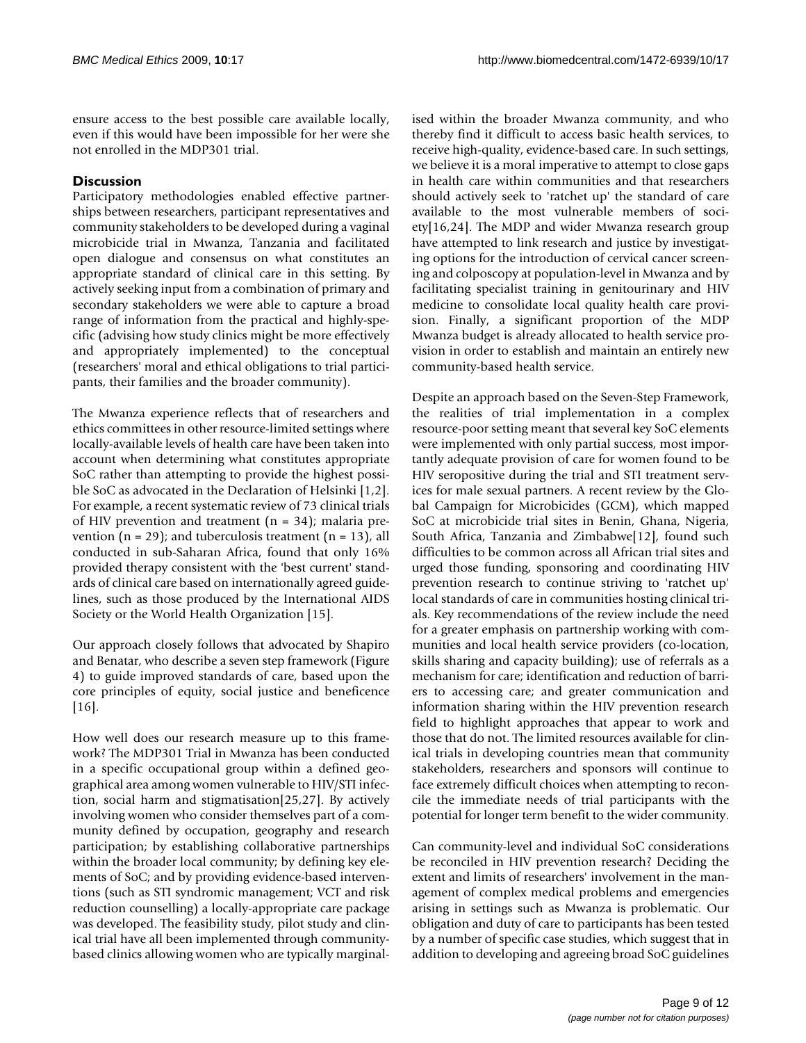ensure access to the best possible care available locally, even if this would have been impossible for her were she not enrolled in the MDP301 trial.

## Discussion

Participatory methodologies enabled effective partnerships between researchers, participant representatives and community stakeholders to be developed during a vaginal microbicide trial in Mwanza, Tanzania and facilitated open dialogue and consensus on what constitutes an appropriate standard of clinical care in this setting. By actively seeking input from a combination of primary and secondary stakeholders we were able to capture a broad range of information from the practical and highly-specific (advising how study clinics might be more effectively and appropriately implemented) to the conceptual (researchers' moral and ethical obligations to trial participants, their families and the broader community).

The Mwanza experience reflects that of researchers and ethics committees in other resource-limited settings where locally-available levels of health care have been taken into account when determining what constitutes appropriate SoC rather than attempting to provide the highest possible SoC as advocated in the Declaration of Helsinki [1,2]. For example, a recent systematic review of 73 clinical trials of HIV prevention and treatment (n = 34); malaria prevention (n = 29); and tuberculosis treatment (n = 13), all conducted in sub-Saharan Africa, found that only 16% provided therapy consistent with the 'best current' standards of clinical care based on internationally agreed guidelines, such as those produced by the International AIDS Society or the World Health Organization [15].

Our approach closely follows that advocated by Shapiro and Benatar, who describe a seven step framework (Figure 4) to guide improved standards of care, based upon the core principles of equity, social justice and beneficence [16].

How well does our research measure up to this framework? The MDP301 Trial in Mwanza has been conducted in a specific occupational group within a defined geographical area among women vulnerable to HIV/STI infection, social harm and stigmatisation[25,27]. By actively involving women who consider themselves part of a community defined by occupation, geography and research participation; by establishing collaborative partnerships within the broader local community; by defining key elements of SoC; and by providing evidence-based interventions (such as STI syndromic management; VCT and risk reduction counselling) a locally-appropriate care package was developed. The feasibility study, pilot study and clinical trial have all been implemented through community-based clinics allowing women who are typically marginalised within the broader Mwanza community, and who thereby find it difficult to access basic health services, to receive high-quality, evidence-based care. In such settings, we believe it is a moral imperative to attempt to close gaps in health care within communities and that researchers should actively seek to 'ratchet up' the standard of care available to the most vulnerable members of society[16,24]. The MDP and wider Mwanza research group have attempted to link research and justice by investigating options for the introduction of cervical cancer screening and colposcopy at population-level in Mwanza and by facilitating specialist training in genitourinary and HIV medicine to consolidate local quality health care provision. Finally, a significant proportion of the MDP Mwanza budget is already allocated to health service provision in order to establish and maintain an entirely new community-based health service.

Despite an approach based on the Seven-Step Framework, the realities of trial implementation in a complex resource-poor setting meant that several key SoC elements were implemented with only partial success, most importantly adequate provision of care for women found to be HIV seropositive during the trial and STI treatment services for male sexual partners. A recent review by the Global Campaign for Microbicides (GCM), which mapped SoC at microbicide trial sites in Benin, Ghana, Nigeria, South Africa, Tanzania and Zimbabwe[12], found such difficulties to be common across all African trial sites and urged those funding, sponsoring and coordinating HIV prevention research to continue striving to 'ratchet up' local standards of care in communities hosting clinical trials. Key recommendations of the review include the need for a greater emphasis on partnership working with communities and local health service providers (co-location, skills sharing and capacity building); use of referrals as a mechanism for care; identification and reduction of barriers to accessing care; and greater communication and information sharing within the HIV prevention research field to highlight approaches that appear to work and those that do not. The limited resources available for clinical trials in developing countries mean that community stakeholders, researchers and sponsors will continue to face extremely difficult choices when attempting to reconcile the immediate needs of trial participants with the potential for longer term benefit to the wider community.

Can community-level and individual SoC considerations be reconciled in HIV prevention research? Deciding the extent and limits of researchers' involvement in the management of complex medical problems and emergencies arising in settings such as Mwanza is problematic. Our obligation and duty of care to participants has been tested by a number of specific case studies, which suggest that in addition to developing and agreeing broad SoC guidelines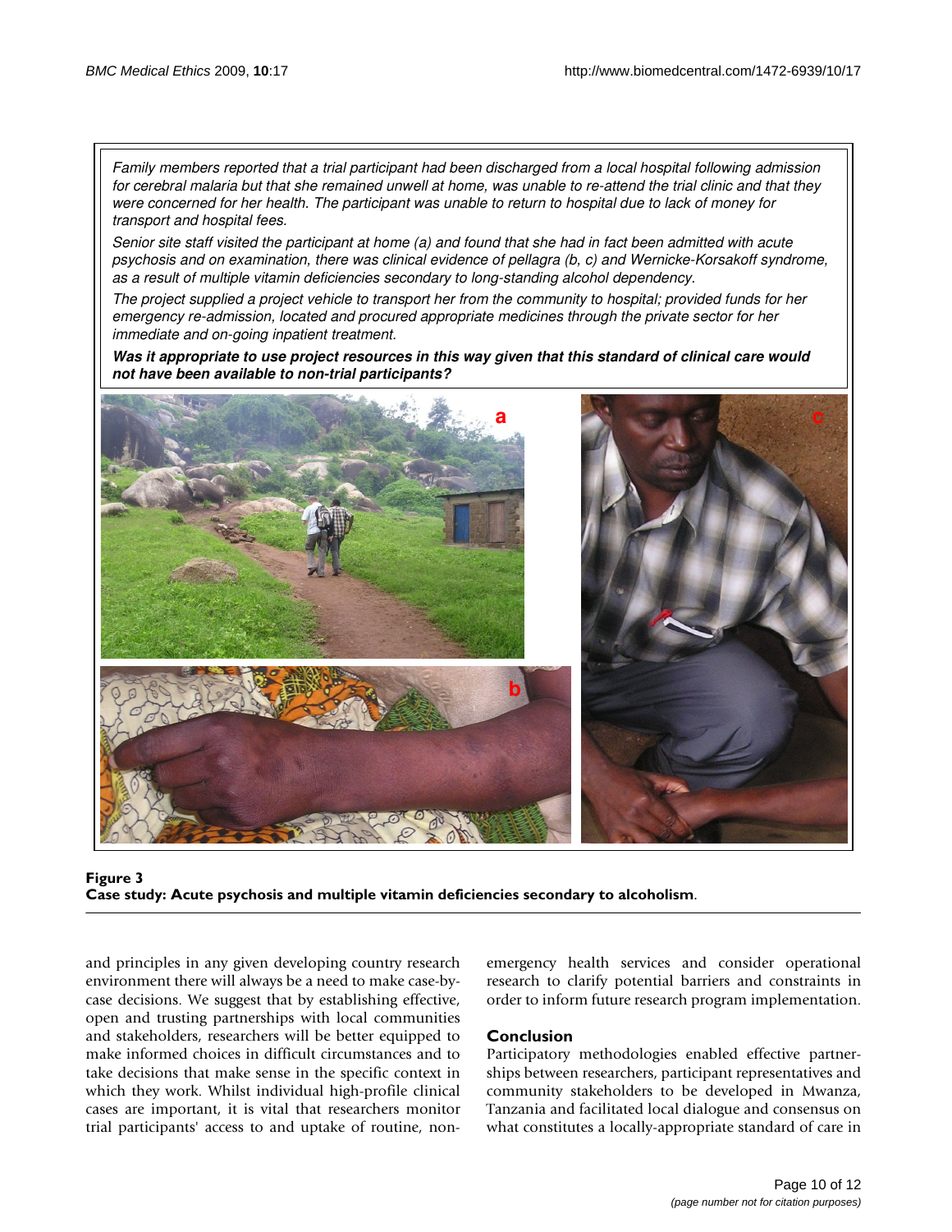*Family members reported that a trial participant had been discharged from a local hospital following admission for cerebral malaria but that she remained unwell at home, was unable to re-attend the trial clinic and that they were concerned for her health. The participant was unable to return to hospital due to lack of money for transport and hospital fees.*

*Senior site staff visited the participant at home (a) and found that she had in fact been admitted with acute psychosis and on examination, there was clinical evidence of pellagra (b, c) and Wernicke-Korsakoff syndrome, as a result of multiple vitamin deficiencies secondary to long-standing alcohol dependency.*

*The project supplied a project vehicle to transport her from the community to hospital; provided funds for her emergency re-admission, located and procured appropriate medicines through the private sector for her immediate and on-going inpatient treatment.*

***Was it appropriate to use project resources in this way given that this standard of clinical care would not have been available to non-trial participants?***

a

b

c

**Figure 3**
**Case study: Acute psychosis and multiple vitamin deficiencies secondary to alcoholism**.

and principles in any given developing country research environment there will always be a need to make case-by-case decisions. We suggest that by establishing effective, open and trusting partnerships with local communities and stakeholders, researchers will be better equipped to make informed choices in difficult circumstances and to take decisions that make sense in the specific context in which they work. Whilst individual high-profile clinical cases are important, it is vital that researchers monitor trial participants' access to and uptake of routine, non-emergency health services and consider operational research to clarify potential barriers and constraints in order to inform future research program implementation.

## Conclusion

Participatory methodologies enabled effective partnerships between researchers, participant representatives and community stakeholders to be developed in Mwanza, Tanzania and facilitated local dialogue and consensus on what constitutes a locally-appropriate standard of care in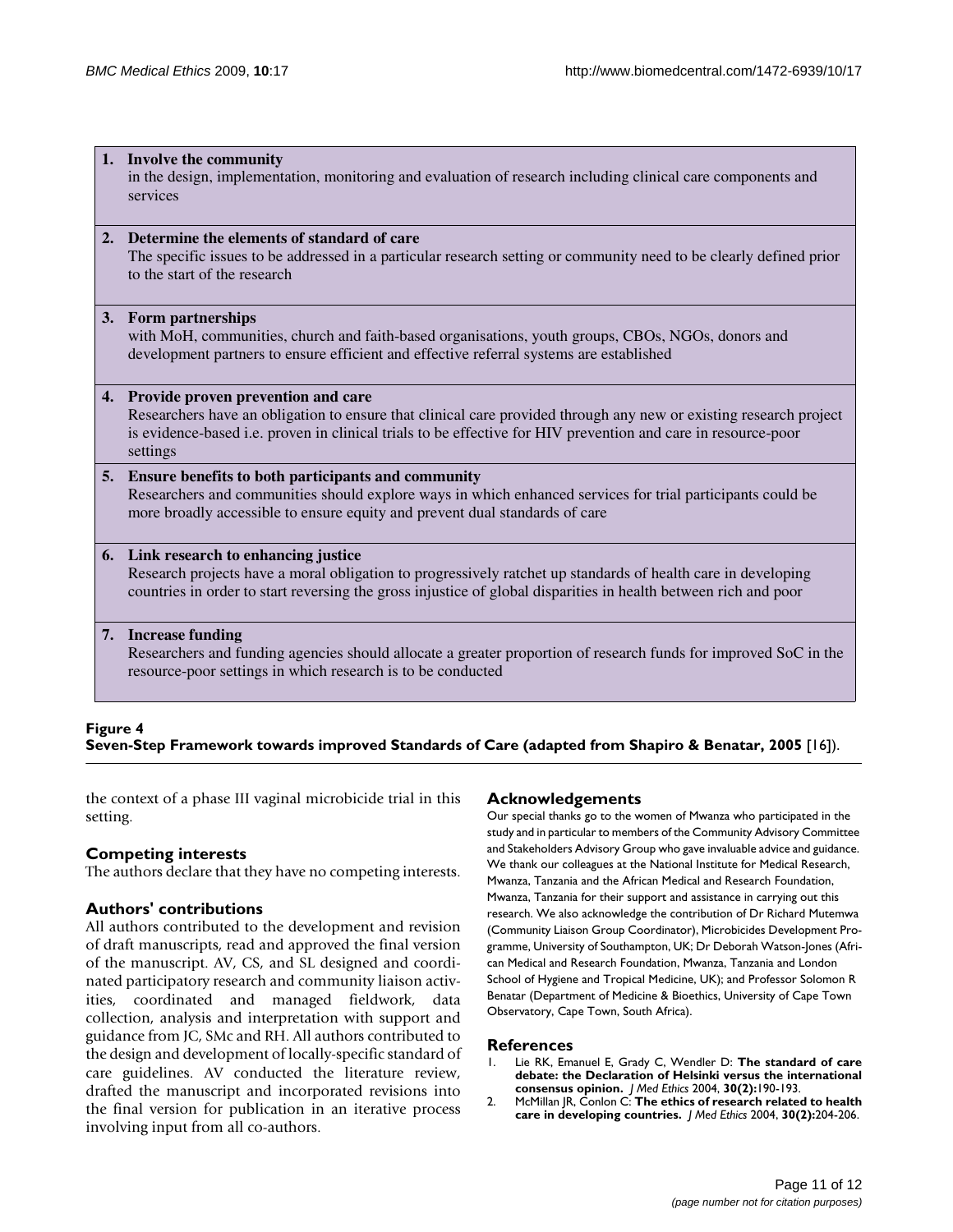1. **Involve the community**
   in the design, implementation, monitoring and evaluation of research including clinical care components and services

2. **Determine the elements of standard of care**
   The specific issues to be addressed in a particular research setting or community need to be clearly defined prior to the start of the research

3. **Form partnerships**
   with MoH, communities, church and faith-based organisations, youth groups, CBOs, NGOs, donors and development partners to ensure efficient and effective referral systems are established

4. **Provide proven prevention and care**
   Researchers have an obligation to ensure that clinical care provided through any new or existing research project is evidence-based i.e. proven in clinical trials to be effective for HIV prevention and care in resource-poor settings

5. **Ensure benefits to both participants and community**
   Researchers and communities should explore ways in which enhanced services for trial participants could be more broadly accessible to ensure equity and prevent dual standards of care

6. **Link research to enhancing justice**
   Research projects have a moral obligation to progressively ratchet up standards of health care in developing countries in order to start reversing the gross injustice of global disparities in health between rich and poor

7. **Increase funding**
   Researchers and funding agencies should allocate a greater proportion of research funds for improved SoC in the resource-poor settings in which research is to be conducted

**Figure 4**
**Seven-Step Framework towards improved Standards of Care (adapted from Shapiro & Benatar, 2005** [16]**).**

the context of a phase III vaginal microbicide trial in this setting.

## Competing interests

The authors declare that they have no competing interests.

## Authors' contributions

All authors contributed to the development and revision of draft manuscripts, read and approved the final version of the manuscript. AV, CS, and SL designed and coordinated participatory research and community liaison activities, coordinated and managed fieldwork, data collection, analysis and interpretation with support and guidance from JC, SMc and RH. All authors contributed to the design and development of locally-specific standard of care guidelines. AV conducted the literature review, drafted the manuscript and incorporated revisions into the final version for publication in an iterative process involving input from all co-authors.

## Acknowledgements

Our special thanks go to the women of Mwanza who participated in the study and in particular to members of the Community Advisory Committee and Stakeholders Advisory Group who gave invaluable advice and guidance. We thank our colleagues at the National Institute for Medical Research, Mwanza, Tanzania and the African Medical and Research Foundation, Mwanza, Tanzania for their support and assistance in carrying out this research. We also acknowledge the contribution of Dr Richard Mutemwa (Community Liaison Group Coordinator), Microbicides Development Programme, University of Southampton, UK; Dr Deborah Watson-Jones (African Medical and Research Foundation, Mwanza, Tanzania and London School of Hygiene and Tropical Medicine, UK); and Professor Solomon R Benatar (Department of Medicine & Bioethics, University of Cape Town Observatory, Cape Town, South Africa).

## References

1. Lie RK, Emanuel E, Grady C, Wendler D: **The standard of care debate: the Declaration of Helsinki versus the international consensus opinion.** *J Med Ethics* 2004, **30(2):**190-193.
2. McMillan JR, Conlon C: **The ethics of research related to health care in developing countries.** *J Med Ethics* 2004, **30(2):**204-206.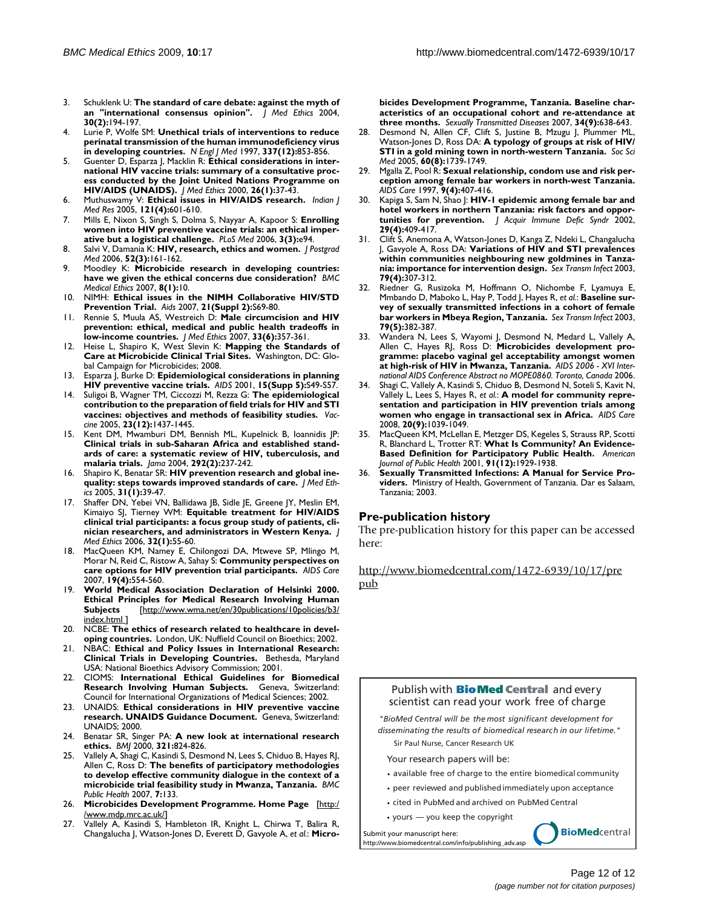3. Schuklenk U: **The standard of care debate: against the myth of an "international consensus opinion".** *J Med Ethics* 2004, **30(2):**194-197.
4. Lurie P, Wolfe SM: **Unethical trials of interventions to reduce perinatal transmission of the human immunodeficiency virus in developing countries.** *N Engl J Med* 1997, **337(12):**853-856.
5. Guenter D, Esparza J, Macklin R: **Ethical considerations in international HIV vaccine trials: summary of a consultative process conducted by the Joint United Nations Programme on HIV/AIDS (UNAIDS).** *J Med Ethics* 2000, **26(1):**37-43.
6. Muthuswamy V: **Ethical issues in HIV/AIDS research.** *Indian J Med Res* 2005, **121(4):**601-610.
7. Mills E, Nixon S, Singh S, Dolma S, Nayyar A, Kapoor S: **Enrolling women into HIV preventive vaccine trials: an ethical imperative but a logistical challenge.** *PLoS Med* 2006, **3(3):**e94.
8. Salvi V, Damania K: **HIV, research, ethics and women.** *J Postgrad Med* 2006, **52(3):**161-162.
9. Moodley K: **Microbicide research in developing countries: have we given the ethical concerns due consideration?** *BMC Medical Ethics* 2007, **8(1):**10.
10. NIMH: **Ethical issues in the NIMH Collaborative HIV/STD Prevention Trial.** *Aids* 2007, **21(Suppl 2):**S69-80.
11. Rennie S, Muula AS, Westreich D: **Male circumcision and HIV prevention: ethical, medical and public health tradeoffs in low-income countries.** *J Med Ethics* 2007, **33(6):**357-361.
12. Heise L, Shapiro K, West Slevin K: **Mapping the Standards of Care at Microbicide Clinical Trial Sites.** Washington, DC: Global Campaign for Microbicides; 2008.
13. Esparza J, Burke D: **Epidemiological considerations in planning HIV preventive vaccine trials.** *AIDS* 2001, **15(Supp 5):**S49-S57.
14. Suligoi B, Wagner TM, Ciccozzi M, Rezza G: **The epidemiological contribution to the preparation of field trials for HIV and STI vaccines: objectives and methods of feasibility studies.** *Vaccine* 2005, **23(12):**1437-1445.
15. Kent DM, Mwamburi DM, Bennish ML, Kupelnick B, Ioannidis JP: **Clinical trials in sub-Saharan Africa and established standards of care: a systematic review of HIV, tuberculosis, and malaria trials.** *Jama* 2004, **292(2):**237-242.
16. Shapiro K, Benatar SR: **HIV prevention research and global inequality: steps towards improved standards of care.** *J Med Ethics* 2005, **31(1):**39-47.
17. Shaffer DN, Yebei VN, Ballidawa JB, Sidle JE, Greene JY, Meslin EM, Kimaiyo SJ, Tierney WM: **Equitable treatment for HIV/AIDS clinical trial participants: a focus group study of patients, clinician researchers, and administrators in Western Kenya.** *J Med Ethics* 2006, **32(1):**55-60.
18. MacQueen KM, Namey E, Chilongozi DA, Mtweve SP, Mlingo M, Morar N, Reid C, Ristow A, Sahay S: **Community perspectives on care options for HIV prevention trial participants.** *AIDS Care* 2007, **19(4):**554-560.
19. **World Medical Association Declaration of Helsinki 2000. Ethical Principles for Medical Research Involving Human Subjects** [http://www.wma.net/en/30publications/10policies/b3/index.html ]
20. NCBE: **The ethics of research related to healthcare in developing countries.** London, UK: Nuffield Council on Bioethics; 2002.
21. NBAC: **Ethical and Policy Issues in International Research: Clinical Trials in Developing Countries.** Bethesda, Maryland USA: National Bioethics Advisory Commission; 2001.
22. CIOMS: **International Ethical Guidelines for Biomedical Research Involving Human Subjects.** Geneva, Switzerland: Council for International Organizations of Medical Sciences; 2002.
23. UNAIDS: **Ethical considerations in HIV preventive vaccine research. UNAIDS Guidance Document.** Geneva, Switzerland: UNAIDS; 2000.
24. Benatar SR, Singer PA: **A new look at international research ethics.** *BMJ* 2000, **321:**824-826.
25. Vallely A, Shagi C, Kasindi S, Desmond N, Lees S, Chiduo B, Hayes RJ, Allen C, Ross D: **The benefits of participatory methodologies to develop effective community dialogue in the context of a microbicide trial feasibility study in Mwanza, Tanzania.** *BMC Public Health* 2007, **7:**133.
26. **Microbicides Development Programme. Home Page** [http://www.mdp.mrc.ac.uk/]
27. Vallely A, Kasindi S, Hambleton IR, Knight L, Chirwa T, Balira R, Changalucha J, Watson-Jones D, Everett D, Gavyole A, *et al.*: **Microbicides Development Programme, Tanzania. Baseline characteristics of an occupational cohort and re-attendance at three months.** *Sexually Transmitted Diseases* 2007, **34(9):**638-643.
28. Desmond N, Allen CF, Clift S, Justine B, Mzugu J, Plummer ML, Watson-Jones D, Ross DA: **A typology of groups at risk of HIV/STI in a gold mining town in north-western Tanzania.** *Soc Sci Med* 2005, **60(8):**1739-1749.
29. Mgalla Z, Pool R: **Sexual relationship, condom use and risk perception among female bar workers in north-west Tanzania.** *AIDS Care* 1997, **9(4):**407-416.
30. Kapiga S, Sam N, Shao J: **HIV-1 epidemic among female bar and hotel workers in northern Tanzania: risk factors and opportunities for prevention.** *J Acquir Immune Defic Syndr* 2002, **29(4):**409-417.
31. Clift S, Anemona A, Watson-Jones D, Kanga Z, Ndeki L, Changalucha J, Gavyole A, Ross DA: **Variations of HIV and STI prevalences within communities neighbouring new goldmines in Tanzania: importance for intervention design.** *Sex Transm Infect* 2003, **79(4):**307-312.
32. Riedner G, Rusizoka M, Hoffmann O, Nichombe F, Lyamuya E, Mmbando D, Maboko L, Hay P, Todd J, Hayes R, *et al.*: **Baseline survey of sexually transmitted infections in a cohort of female bar workers in Mbeya Region, Tanzania.** *Sex Transm Infect* 2003, **79(5):**382-387.
33. Wandera N, Lees S, Wayomi J, Desmond N, Medard L, Vallely A, Allen C, Hayes RJ, Ross D: **Microbicides development programme: placebo vaginal gel acceptability amongst women at high-risk of HIV in Mwanza, Tanzania.** *AIDS 2006 - XVI International AIDS Conference Abstract no MOPE0860. Toronto, Canada* 2006.
34. Shagi C, Vallely A, Kasindi S, Chiduo B, Desmond N, Soteli S, Kavit N, Vallely L, Lees S, Hayes R, *et al.*: **A model for community representation and participation in HIV prevention trials among women who engage in transactional sex in Africa.** *AIDS Care* 2008, **20(9):**1039-1049.
35. MacQueen KM, McLellan E, Metzger DS, Kegeles S, Strauss RP, Scotti R, Blanchard L, Trotter RT: **What Is Community? An Evidence-Based Definition for Participatory Public Health.** *American Journal of Public Health* 2001, **91(12):**1929-1938.
36. **Sexually Transmitted Infections: A Manual for Service Providers.** Ministry of Health, Government of Tanzania. Dar es Salaam, Tanzania; 2003.

## Pre-publication history

The pre-publication history for this paper can be accessed here:

http://www.biomedcentral.com/1472-6939/10/17/prepub

Publish with **BioMed Central** and every scientist can read your work free of charge

*"BioMed Central will be the most significant development for disseminating the results of biomedical research in our lifetime."*

Sir Paul Nurse, Cancer Research UK

Your research papers will be:

- available free of charge to the entire biomedical community
- peer reviewed and published immediately upon acceptance
- cited in PubMed and archived on PubMed Central
- yours — you keep the copyright

Submit your manuscript here:
http://www.biomedcentral.com/info/publishing_adv.asp

BioMedcentral